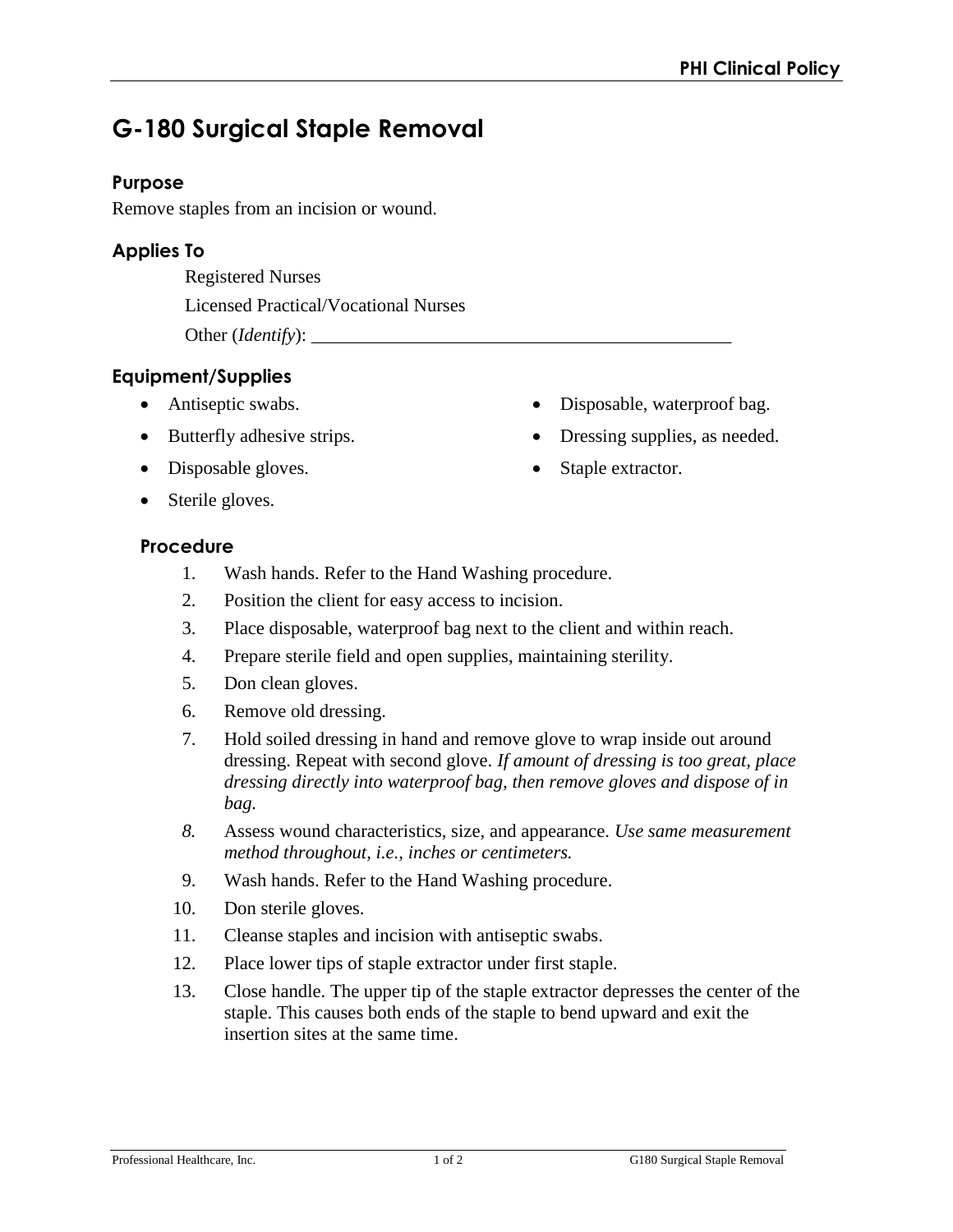# G-180 Surgical Staple Removal

## Purpose

Remove staples from an incision or wound.

## Applies To

Registered Nurses

Licensed Practical/Vocational Nurses

Other (*Identify*): _______________________________________________

## Equipment/Supplies

- Antiseptic swabs.
- Butterfly adhesive strips.
- Disposable gloves.
- Sterile gloves.
- Disposable, waterproof bag.
- Dressing supplies, as needed.
- Staple extractor.

## Procedure

1. Wash hands. Refer to the Hand Washing procedure.
2. Position the client for easy access to incision.
3. Place disposable, waterproof bag next to the client and within reach.
4. Prepare sterile field and open supplies, maintaining sterility.
5. Don clean gloves.
6. Remove old dressing.
7. Hold soiled dressing in hand and remove glove to wrap inside out around dressing. Repeat with second glove. *If amount of dressing is too great, place dressing directly into waterproof bag, then remove gloves and dispose of in bag.*
8. Assess wound characteristics, size, and appearance. *Use same measurement method throughout, i.e., inches or centimeters.*
9. Wash hands. Refer to the Hand Washing procedure.
10. Don sterile gloves.
11. Cleanse staples and incision with antiseptic swabs.
12. Place lower tips of staple extractor under first staple.
13. Close handle. The upper tip of the staple extractor depresses the center of the staple. This causes both ends of the staple to bend upward and exit the insertion sites at the same time.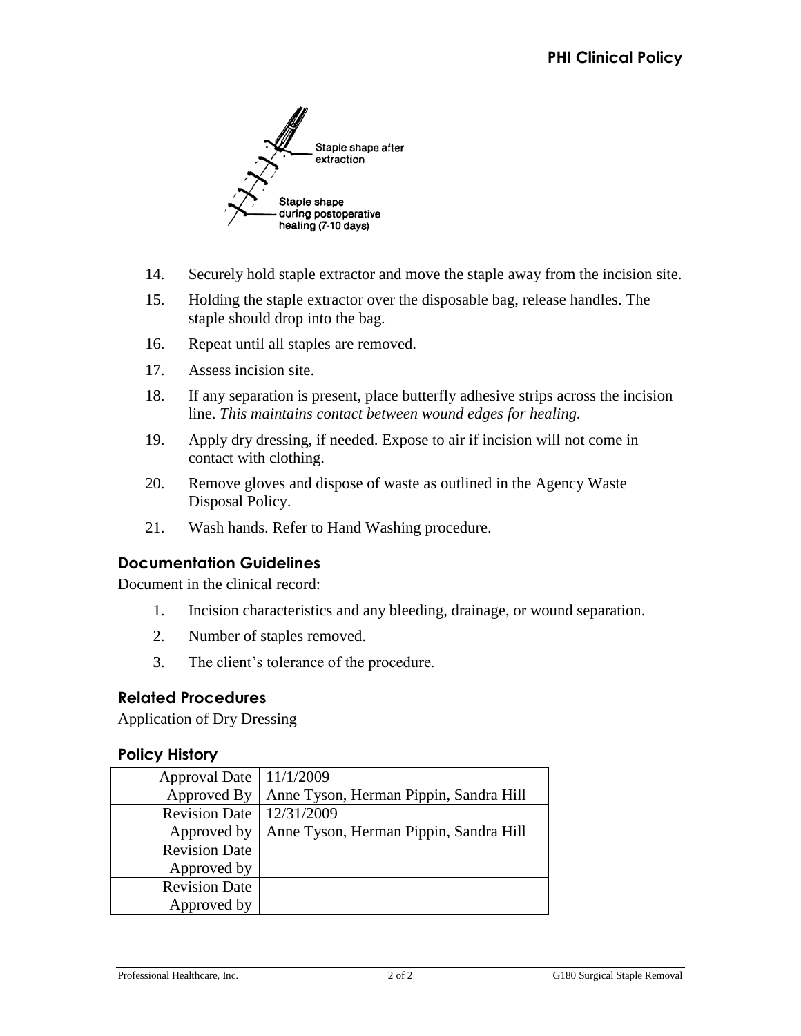Staple shape after extraction

Staple shape during postoperative healing (7-10 days)

14. Securely hold staple extractor and move the staple away from the incision site.
15. Holding the staple extractor over the disposable bag, release handles. The staple should drop into the bag.
16. Repeat until all staples are removed.
17. Assess incision site.
18. If any separation is present, place butterfly adhesive strips across the incision line. *This maintains contact between wound edges for healing.*
19. Apply dry dressing, if needed. Expose to air if incision will not come in contact with clothing.
20. Remove gloves and dispose of waste as outlined in the Agency Waste Disposal Policy.
21. Wash hands. Refer to Hand Washing procedure.

## Documentation Guidelines

Document in the clinical record:

1. Incision characteristics and any bleeding, drainage, or wound separation.
2. Number of staples removed.
3. The client's tolerance of the procedure.

## Related Procedures

Application of Dry Dressing

## Policy History

| | |
|---|---|
| Approval Date | 11/1/2009 |
| Approved By | Anne Tyson, Herman Pippin, Sandra Hill |
| Revision Date | 12/31/2009 |
| Approved by | Anne Tyson, Herman Pippin, Sandra Hill |
| Revision Date | |
| Approved by | |
| Revision Date | |
| Approved by | |